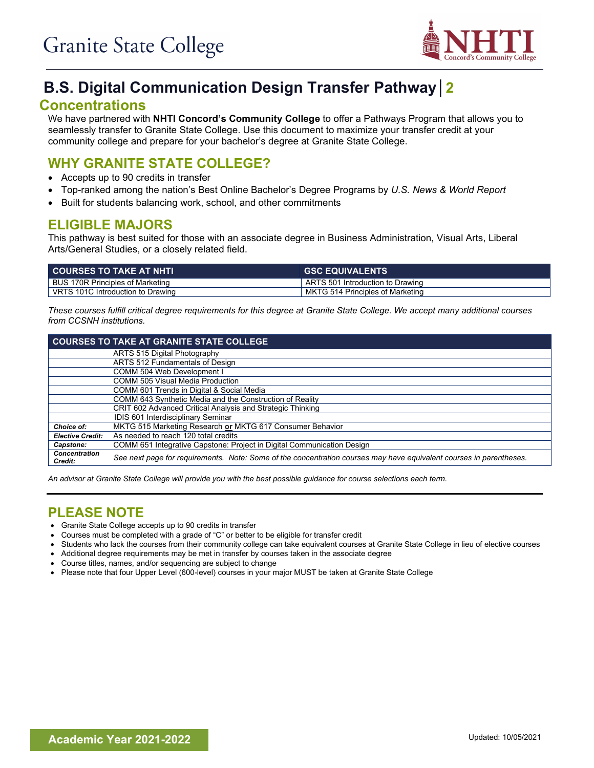Granite State College

# B.S. Digital Communication Design Transfer Pathway | 2

## Concentrations

We have partnered with **NHTI Concord's Community College** to offer a Pathways Program that allows you to seamlessly transfer to Granite State College. Use this document to maximize your transfer credit at your community college and prepare for your bachelor's degree at Granite State College.

## WHY GRANITE STATE COLLEGE?

- Accepts up to 90 credits in transfer
- Top-ranked among the nation's Best Online Bachelor's Degree Programs by *U.S. News & World Report*
- Built for students balancing work, school, and other commitments

## ELIGIBLE MAJORS

This pathway is best suited for those with an associate degree in Business Administration, Visual Arts, Liberal Arts/General Studies, or a closely related field.

| COURSES TO TAKE AT NHTI | GSC EQUIVALENTS |
|---|---|
| BUS 170R Principles of Marketing | ARTS 501 Introduction to Drawing |
| VRTS 101C Introduction to Drawing | MKTG 514 Principles of Marketing |

*These courses fulfill critical degree requirements for this degree at Granite State College. We accept many additional courses from CCSNH institutions.*

| COURSES TO TAKE AT GRANITE STATE COLLEGE | |
|---|---|
| | ARTS 515 Digital Photography |
| | ARTS 512 Fundamentals of Design |
| | COMM 504 Web Development I |
| | COMM 505 Visual Media Production |
| | COMM 601 Trends in Digital & Social Media |
| | COMM 643 Synthetic Media and the Construction of Reality |
| | CRIT 602 Advanced Critical Analysis and Strategic Thinking |
| | IDIS 601 Interdisciplinary Seminar |
| ***Choice of:*** | MKTG 515 Marketing Research **or** MKTG 617 Consumer Behavior |
| ***Elective Credit:*** | As needed to reach 120 total credits |
| ***Capstone:*** | COMM 651 Integrative Capstone: Project in Digital Communication Design |
| ***Concentration Credit:*** | *See next page for requirements. Note: Some of the concentration courses may have equivalent courses in parentheses.* |

*An advisor at Granite State College will provide you with the best possible guidance for course selections each term.*

## PLEASE NOTE

- Granite State College accepts up to 90 credits in transfer
- Courses must be completed with a grade of "C" or better to be eligible for transfer credit
- Students who lack the courses from their community college can take equivalent courses at Granite State College in lieu of elective courses
- Additional degree requirements may be met in transfer by courses taken in the associate degree
- Course titles, names, and/or sequencing are subject to change
- Please note that four Upper Level (600-level) courses in your major MUST be taken at Granite State College

**Academic Year 2021-2022**

Updated: 10/05/2021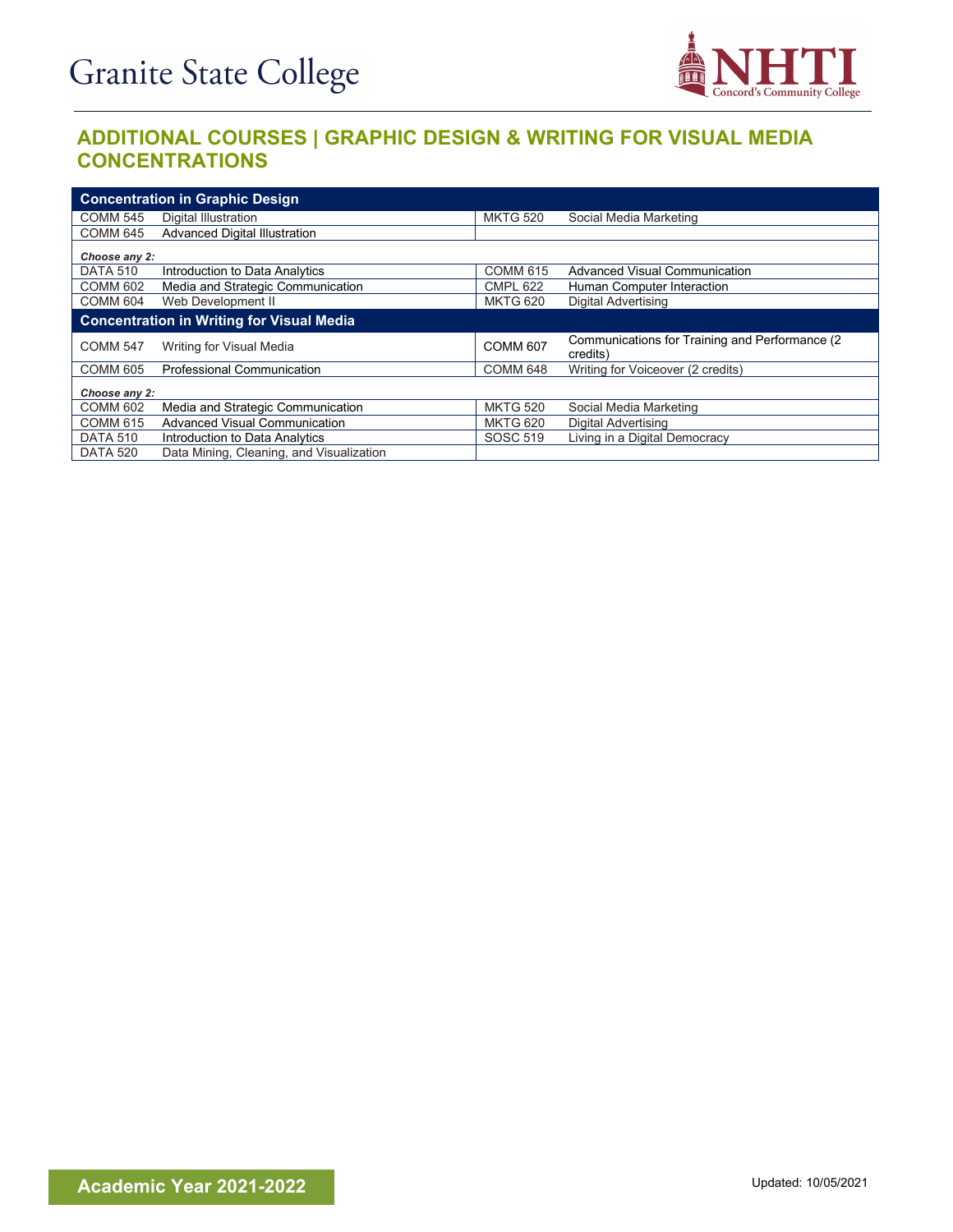## ADDITIONAL COURSES | GRAPHIC DESIGN & WRITING FOR VISUAL MEDIA CONCENTRATIONS

| | | | |
|---|---|---|---|
| **Concentration in Graphic Design** | | | |
| COMM 545 | Digital Illustration | MKTG 520 | Social Media Marketing |
| COMM 645 | Advanced Digital Illustration | | |
| ***Choose any 2:*** | | | |
| DATA 510 | Introduction to Data Analytics | COMM 615 | Advanced Visual Communication |
| COMM 602 | Media and Strategic Communication | CMPL 622 | Human Computer Interaction |
| COMM 604 | Web Development II | MKTG 620 | Digital Advertising |
| **Concentration in Writing for Visual Media** | | | |
| COMM 547 | Writing for Visual Media | COMM 607 | Communications for Training and Performance (2 credits) |
| COMM 605 | Professional Communication | COMM 648 | Writing for Voiceover (2 credits) |
| ***Choose any 2:*** | | | |
| COMM 602 | Media and Strategic Communication | MKTG 520 | Social Media Marketing |
| COMM 615 | Advanced Visual Communication | MKTG 620 | Digital Advertising |
| DATA 510 | Introduction to Data Analytics | SOSC 519 | Living in a Digital Democracy |
| DATA 520 | Data Mining, Cleaning, and Visualization | | |

**Academic Year 2021-2022**

Updated: 10/05/2021